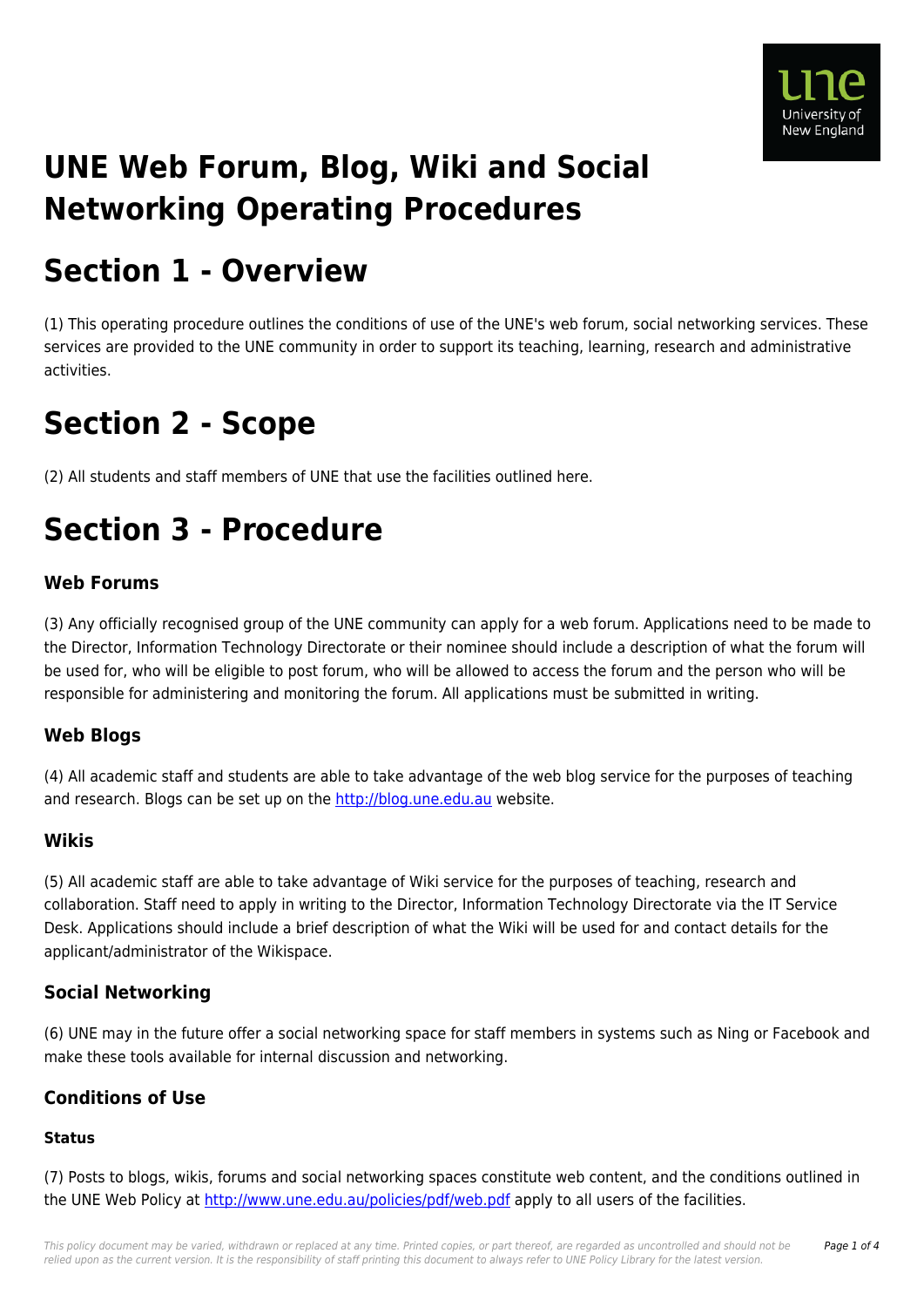# UNE Web Forum, Blog, Wiki and Social Networking Operating Procedures

# Section 1 - Overview

(1) This operating procedure outlines the conditions of use of the UNE's web forum, social networking services. These services are provided to the UNE community in order to support its teaching, learning, research and administrative activities.

# Section 2 - Scope

(2) All students and staff members of UNE that use the facilities outlined here.

# Section 3 - Procedure

### Web Forums

(3) Any officially recognised group of the UNE community can apply for a web forum. Applications need to be made to the Director, Information Technology Directorate or their nominee should include a description of what the forum will be used for, who will be eligible to post forum, who will be allowed to access the forum and the person who will be responsible for administering and monitoring the forum. All applications must be submitted in writing.

### Web Blogs

(4) All academic staff and students are able to take advantage of the web blog service for the purposes of teaching and research. Blogs can be set up on the [http://blog.une.edu.au](http://blog.une.edu.au) website.

### Wikis

(5) All academic staff are able to take advantage of Wiki service for the purposes of teaching, research and collaboration. Staff need to apply in writing to the Director, Information Technology Directorate via the IT Service Desk. Applications should include a brief description of what the Wiki will be used for and contact details for the applicant/administrator of the Wikispace.

### Social Networking

(6) UNE may in the future offer a social networking space for staff members in systems such as Ning or Facebook and make these tools available for internal discussion and networking.

### Conditions of Use

#### Status

(7) Posts to blogs, wikis, forums and social networking spaces constitute web content, and the conditions outlined in the UNE Web Policy at [http://www.une.edu.au/policies/pdf/web.pdf](http://www.une.edu.au/policies/pdf/web.pdf) apply to all users of the facilities.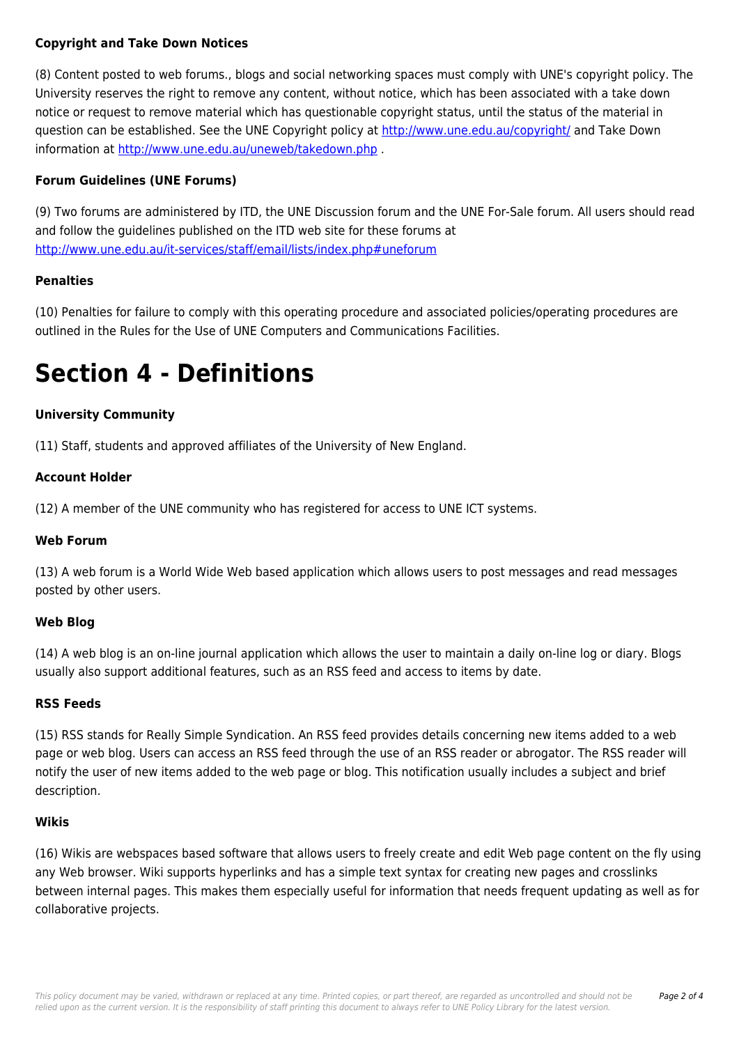**Copyright and Take Down Notices**

(8) Content posted to web forums., blogs and social networking spaces must comply with UNE's copyright policy. The University reserves the right to remove any content, without notice, which has been associated with a take down notice or request to remove material which has questionable copyright status, until the status of the material in question can be established. See the UNE Copyright policy at http://www.une.edu.au/copyright/ and Take Down information at http://www.une.edu.au/uneweb/takedown.php .

**Forum Guidelines (UNE Forums)**

(9) Two forums are administered by ITD, the UNE Discussion forum and the UNE For-Sale forum. All users should read and follow the guidelines published on the ITD web site for these forums at http://www.une.edu.au/it-services/staff/email/lists/index.php#uneforum

**Penalties**

(10) Penalties for failure to comply with this operating procedure and associated policies/operating procedures are outlined in the Rules for the Use of UNE Computers and Communications Facilities.

# Section 4 - Definitions

**University Community**

(11) Staff, students and approved affiliates of the University of New England.

**Account Holder**

(12) A member of the UNE community who has registered for access to UNE ICT systems.

**Web Forum**

(13) A web forum is a World Wide Web based application which allows users to post messages and read messages posted by other users.

**Web Blog**

(14) A web blog is an on-line journal application which allows the user to maintain a daily on-line log or diary. Blogs usually also support additional features, such as an RSS feed and access to items by date.

**RSS Feeds**

(15) RSS stands for Really Simple Syndication. An RSS feed provides details concerning new items added to a web page or web blog. Users can access an RSS feed through the use of an RSS reader or abrogator. The RSS reader will notify the user of new items added to the web page or blog. This notification usually includes a subject and brief description.

**Wikis**

(16) Wikis are webspaces based software that allows users to freely create and edit Web page content on the fly using any Web browser. Wiki supports hyperlinks and has a simple text syntax for creating new pages and crosslinks between internal pages. This makes them especially useful for information that needs frequent updating as well as for collaborative projects.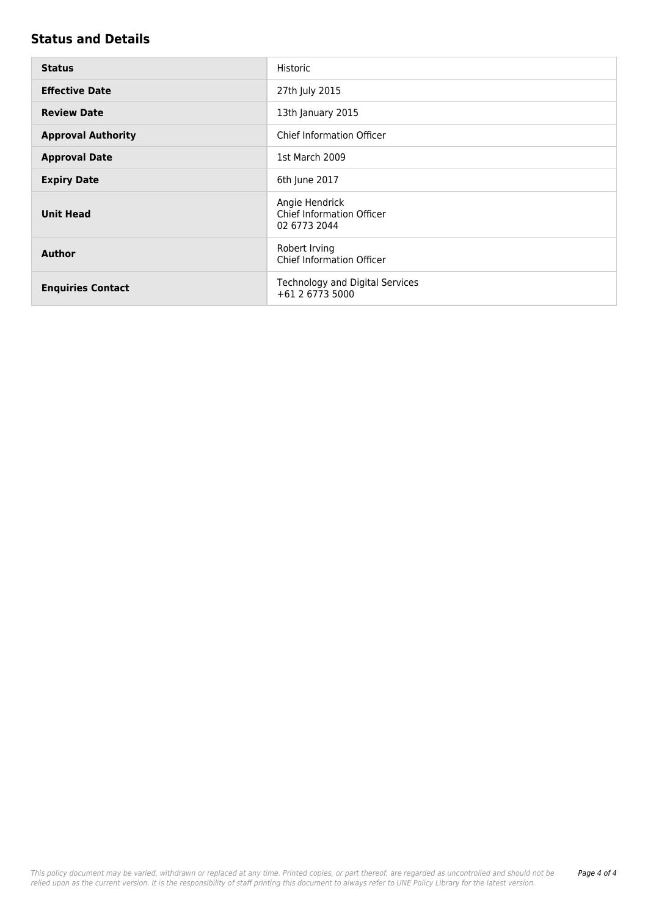## Status and Details

| | |
|---|---|
| **Status** | Historic |
| **Effective Date** | 27th July 2015 |
| **Review Date** | 13th January 2015 |
| **Approval Authority** | Chief Information Officer |
| **Approval Date** | 1st March 2009 |
| **Expiry Date** | 6th June 2017 |
| **Unit Head** | Angie Hendrick<br>Chief Information Officer<br>02 6773 2044 |
| **Author** | Robert Irving<br>Chief Information Officer |
| **Enquiries Contact** | Technology and Digital Services<br>+61 2 6773 5000 |